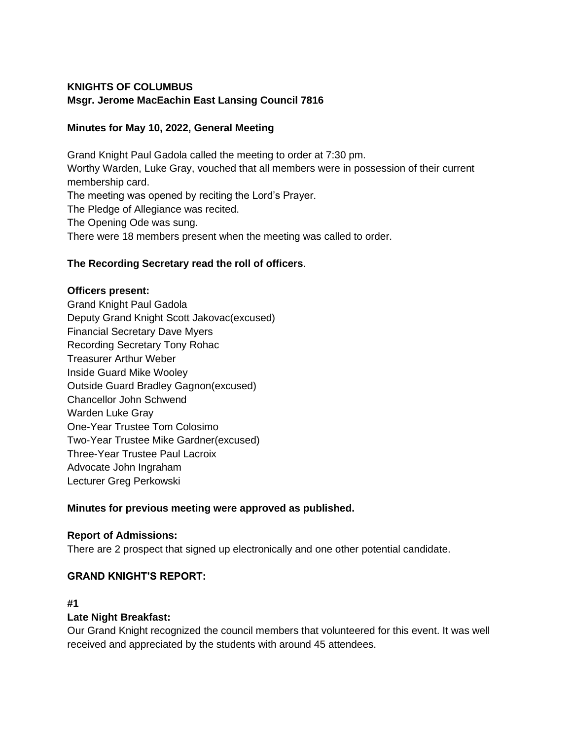**KNIGHTS OF COLUMBUS**
**Msgr. Jerome MacEachin East Lansing Council 7816**

**Minutes for May 10, 2022, General Meeting**

Grand Knight Paul Gadola called the meeting to order at 7:30 pm.
Worthy Warden, Luke Gray, vouched that all members were in possession of their current membership card.
The meeting was opened by reciting the Lord's Prayer.
The Pledge of Allegiance was recited.
The Opening Ode was sung.
There were 18 members present when the meeting was called to order.

**The Recording Secretary read the roll of officers**.

**Officers present:**
Grand Knight Paul Gadola
Deputy Grand Knight Scott Jakovac(excused)
Financial Secretary Dave Myers
Recording Secretary Tony Rohac
Treasurer Arthur Weber
Inside Guard Mike Wooley
Outside Guard Bradley Gagnon(excused)
Chancellor John Schwend
Warden Luke Gray
One-Year Trustee Tom Colosimo
Two-Year Trustee Mike Gardner(excused)
Three-Year Trustee Paul Lacroix
Advocate John Ingraham
Lecturer Greg Perkowski

**Minutes for previous meeting were approved as published.**

**Report of Admissions:**
There are 2 prospect that signed up electronically and one other potential candidate.

**GRAND KNIGHT'S REPORT:**

**#1**

**Late Night Breakfast:**
Our Grand Knight recognized the council members that volunteered for this event. It was well received and appreciated by the students with around 45 attendees.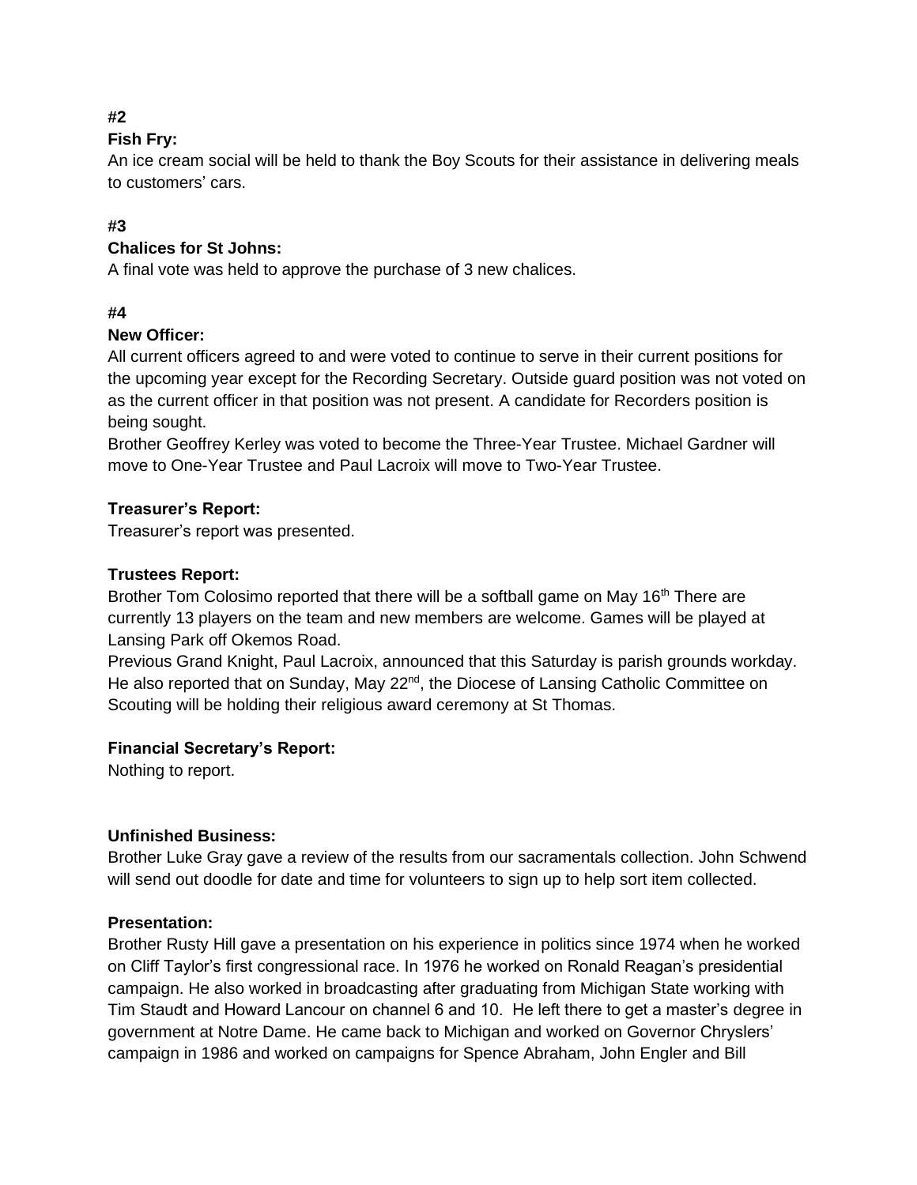**#2**

**Fish Fry:**

An ice cream social will be held to thank the Boy Scouts for their assistance in delivering meals to customers' cars.

**#3**

**Chalices for St Johns:**

A final vote was held to approve the purchase of 3 new chalices.

**#4**

**New Officer:**

All current officers agreed to and were voted to continue to serve in their current positions for the upcoming year except for the Recording Secretary. Outside guard position was not voted on as the current officer in that position was not present. A candidate for Recorders position is being sought.

Brother Geoffrey Kerley was voted to become the Three-Year Trustee. Michael Gardner will move to One-Year Trustee and Paul Lacroix will move to Two-Year Trustee.

**Treasurer's Report:**

Treasurer's report was presented.

**Trustees Report:**

Brother Tom Colosimo reported that there will be a softball game on May 16th There are currently 13 players on the team and new members are welcome. Games will be played at Lansing Park off Okemos Road.

Previous Grand Knight, Paul Lacroix, announced that this Saturday is parish grounds workday. He also reported that on Sunday, May 22nd, the Diocese of Lansing Catholic Committee on Scouting will be holding their religious award ceremony at St Thomas.

**Financial Secretary's Report:**

Nothing to report.

**Unfinished Business:**

Brother Luke Gray gave a review of the results from our sacramentals collection. John Schwend will send out doodle for date and time for volunteers to sign up to help sort item collected.

**Presentation:**

Brother Rusty Hill gave a presentation on his experience in politics since 1974 when he worked on Cliff Taylor's first congressional race. In 1976 he worked on Ronald Reagan's presidential campaign. He also worked in broadcasting after graduating from Michigan State working with Tim Staudt and Howard Lancour on channel 6 and 10. He left there to get a master's degree in government at Notre Dame. He came back to Michigan and worked on Governor Chryslers' campaign in 1986 and worked on campaigns for Spence Abraham, John Engler and Bill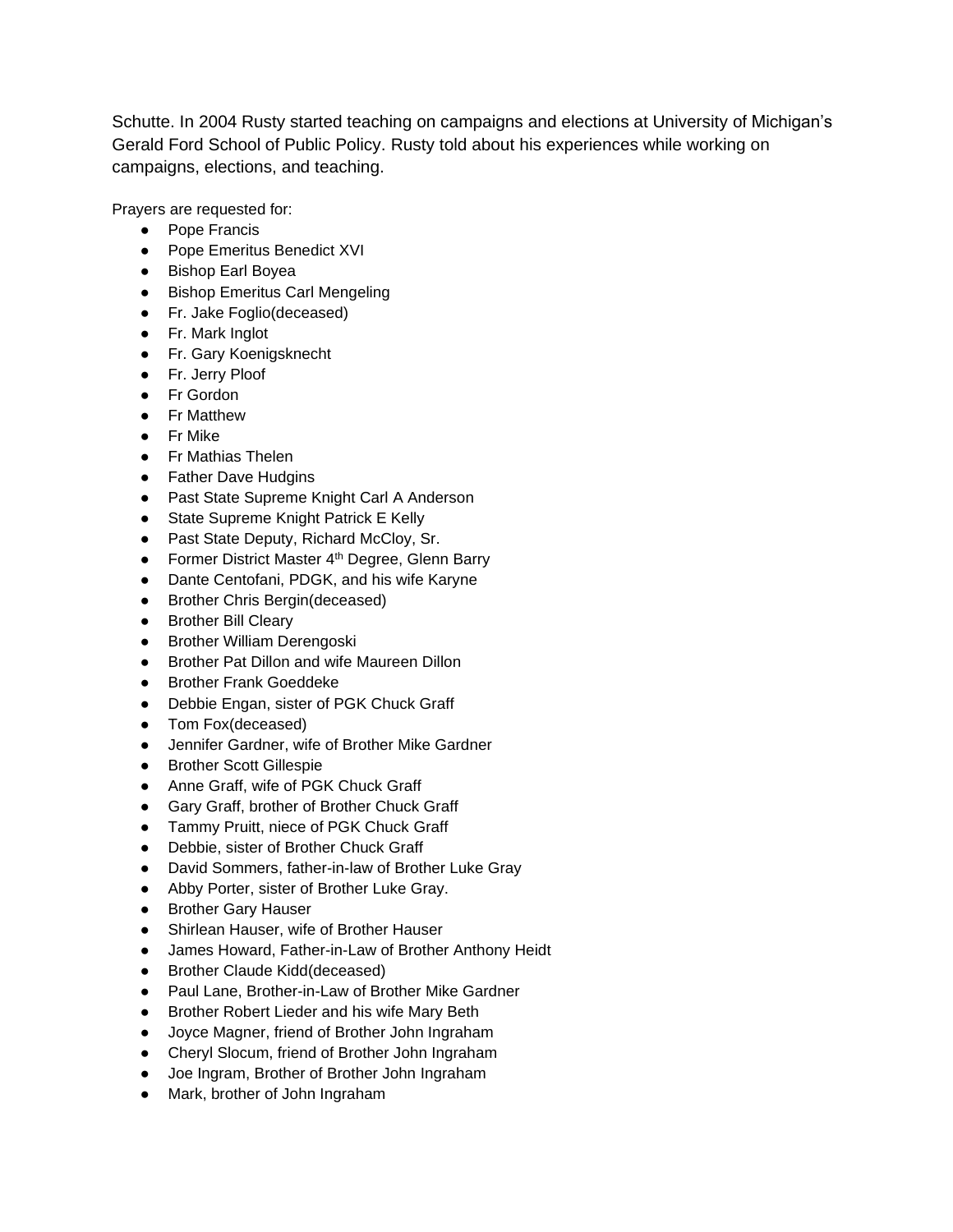Schutte. In 2004 Rusty started teaching on campaigns and elections at University of Michigan's Gerald Ford School of Public Policy. Rusty told about his experiences while working on campaigns, elections, and teaching.

Prayers are requested for:

- Pope Francis
- Pope Emeritus Benedict XVI
- Bishop Earl Boyea
- Bishop Emeritus Carl Mengeling
- Fr. Jake Foglio(deceased)
- Fr. Mark Inglot
- Fr. Gary Koenigsknecht
- Fr. Jerry Ploof
- Fr Gordon
- Fr Matthew
- Fr Mike
- Fr Mathias Thelen
- Father Dave Hudgins
- Past State Supreme Knight Carl A Anderson
- State Supreme Knight Patrick E Kelly
- Past State Deputy, Richard McCloy, Sr.
- Former District Master 4th Degree, Glenn Barry
- Dante Centofani, PDGK, and his wife Karyne
- Brother Chris Bergin(deceased)
- Brother Bill Cleary
- Brother William Derengoski
- Brother Pat Dillon and wife Maureen Dillon
- Brother Frank Goeddeke
- Debbie Engan, sister of PGK Chuck Graff
- Tom Fox(deceased)
- Jennifer Gardner, wife of Brother Mike Gardner
- Brother Scott Gillespie
- Anne Graff, wife of PGK Chuck Graff
- Gary Graff, brother of Brother Chuck Graff
- Tammy Pruitt, niece of PGK Chuck Graff
- Debbie, sister of Brother Chuck Graff
- David Sommers, father-in-law of Brother Luke Gray
- Abby Porter, sister of Brother Luke Gray.
- Brother Gary Hauser
- Shirlean Hauser, wife of Brother Hauser
- James Howard, Father-in-Law of Brother Anthony Heidt
- Brother Claude Kidd(deceased)
- Paul Lane, Brother-in-Law of Brother Mike Gardner
- Brother Robert Lieder and his wife Mary Beth
- Joyce Magner, friend of Brother John Ingraham
- Cheryl Slocum, friend of Brother John Ingraham
- Joe Ingram, Brother of Brother John Ingraham
- Mark, brother of John Ingraham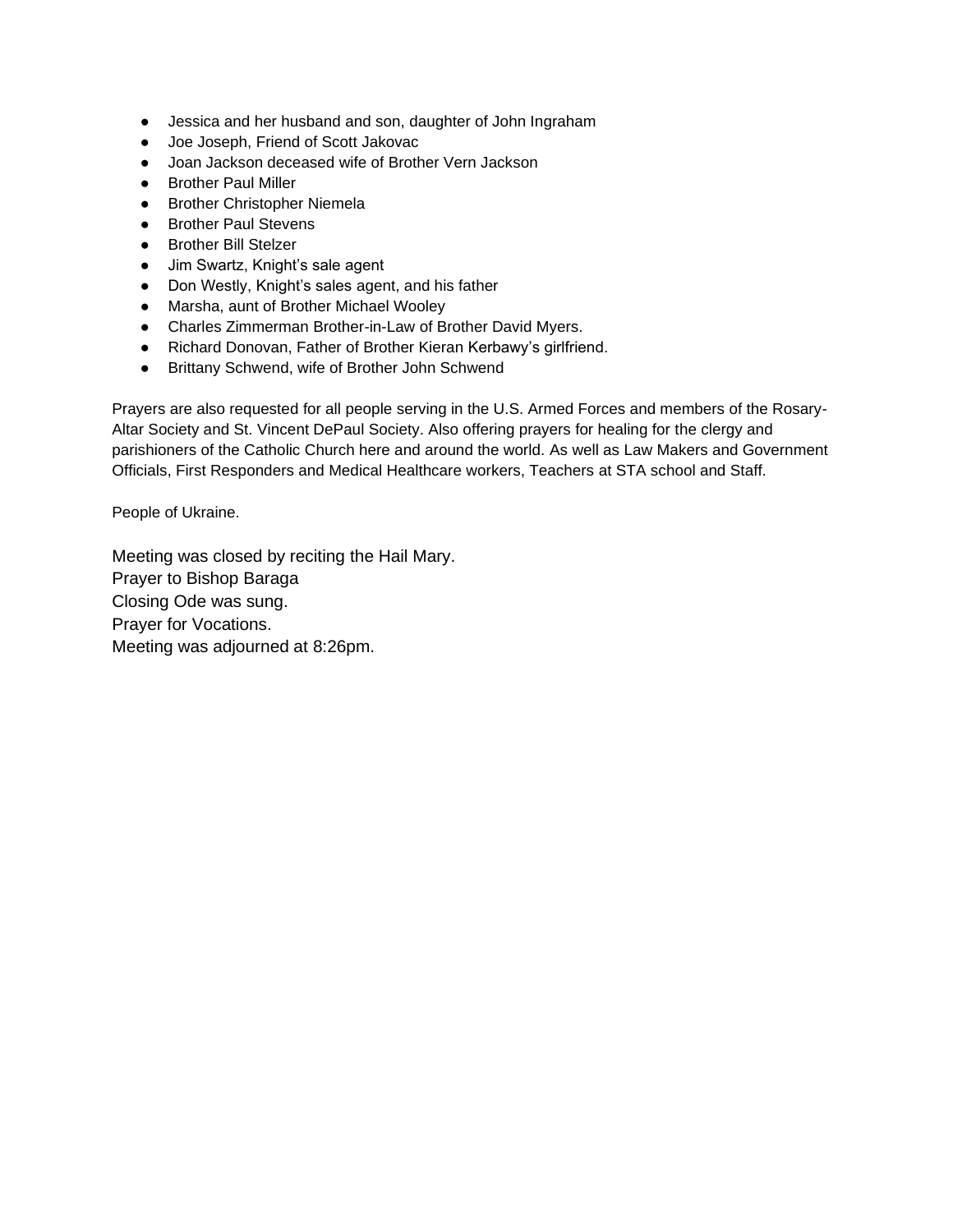- Jessica and her husband and son, daughter of John Ingraham
- Joe Joseph, Friend of Scott Jakovac
- Joan Jackson deceased wife of Brother Vern Jackson
- Brother Paul Miller
- Brother Christopher Niemela
- Brother Paul Stevens
- Brother Bill Stelzer
- Jim Swartz, Knight's sale agent
- Don Westly, Knight's sales agent, and his father
- Marsha, aunt of Brother Michael Wooley
- Charles Zimmerman Brother-in-Law of Brother David Myers.
- Richard Donovan, Father of Brother Kieran Kerbawy's girlfriend.
- Brittany Schwend, wife of Brother John Schwend

Prayers are also requested for all people serving in the U.S. Armed Forces and members of the Rosary-Altar Society and St. Vincent DePaul Society. Also offering prayers for healing for the clergy and parishioners of the Catholic Church here and around the world. As well as Law Makers and Government Officials, First Responders and Medical Healthcare workers, Teachers at STA school and Staff.

People of Ukraine.

Meeting was closed by reciting the Hail Mary.
Prayer to Bishop Baraga
Closing Ode was sung.
Prayer for Vocations.
Meeting was adjourned at 8:26pm.